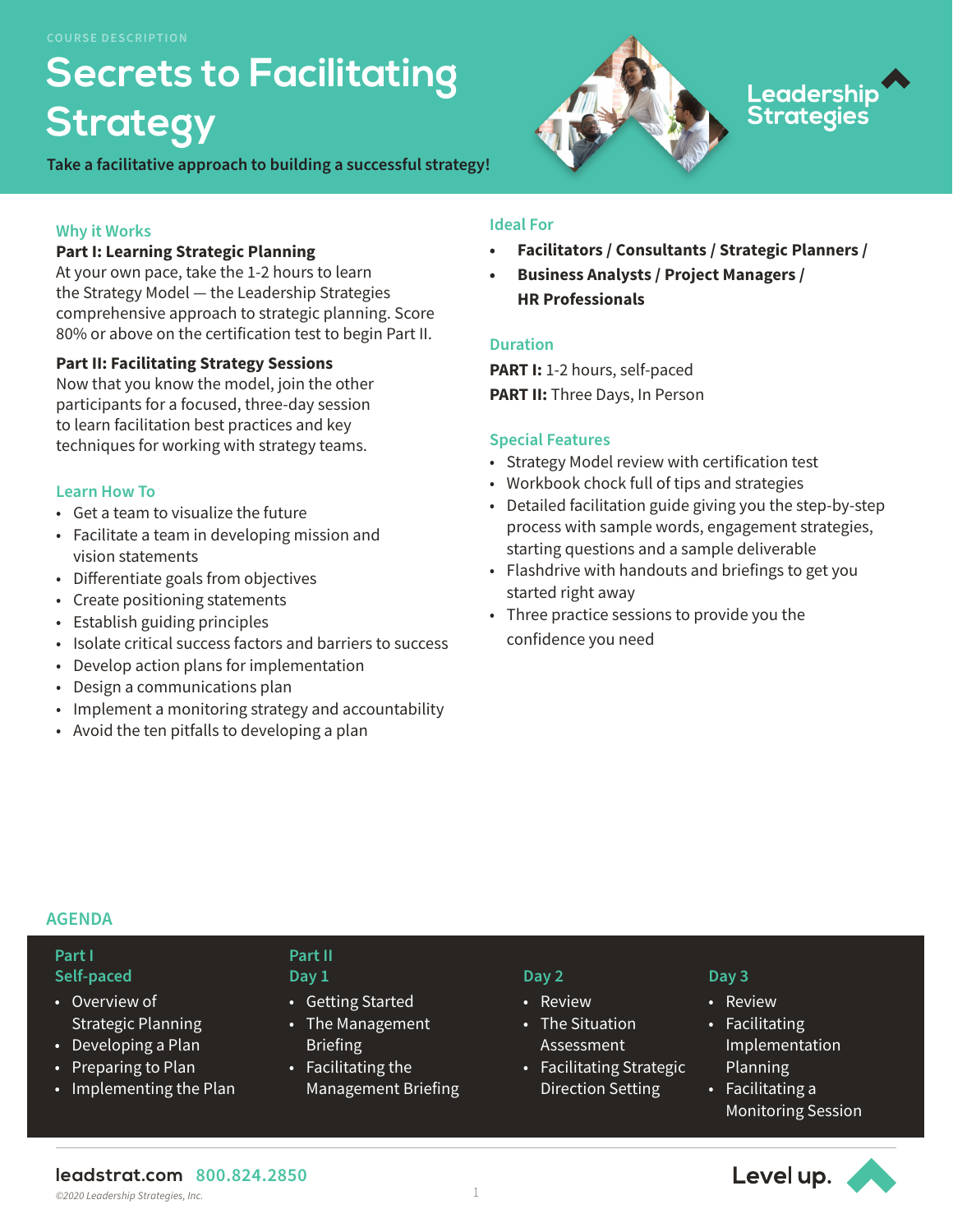COURSE DESCRIPTION

# Secrets to Facilitating Strategy

**Take a facilitative approach to building a successful strategy!**

Leadership Strategies

## Why it Works

**Part I: Learning Strategic Planning**
At your own pace, take the 1-2 hours to learn the Strategy Model — the Leadership Strategies comprehensive approach to strategic planning. Score 80% or above on the certification test to begin Part II.

**Part II: Facilitating Strategy Sessions**
Now that you know the model, join the other participants for a focused, three-day session to learn facilitation best practices and key techniques for working with strategy teams.

## Learn How To

- Get a team to visualize the future
- Facilitate a team in developing mission and vision statements
- Differentiate goals from objectives
- Create positioning statements
- Establish guiding principles
- Isolate critical success factors and barriers to success
- Develop action plans for implementation
- Design a communications plan
- Implement a monitoring strategy and accountability
- Avoid the ten pitfalls to developing a plan

## Ideal For

- **Facilitators / Consultants / Strategic Planners /**
- **Business Analysts / Project Managers / HR Professionals**

## Duration

**PART I:** 1-2 hours, self-paced

**PART II:** Three Days, In Person

## Special Features

- Strategy Model review with certification test
- Workbook chock full of tips and strategies
- Detailed facilitation guide giving you the step-by-step process with sample words, engagement strategies, starting questions and a sample deliverable
- Flashdrive with handouts and briefings to get you started right away
- Three practice sessions to provide you the confidence you need

## AGENDA

### Part I
### Self-paced

- Overview of Strategic Planning
- Developing a Plan
- Preparing to Plan
- Implementing the Plan

### Part II
### Day 1

- Getting Started
- The Management Briefing
- Facilitating the Management Briefing

### Day 2

- Review
- The Situation Assessment
- Facilitating Strategic Direction Setting

### Day 3

- Review
- Facilitating Implementation Planning
- Facilitating a Monitoring Session

leadstrat.com 800.824.2850

©2020 Leadership Strategies, Inc.

Level up.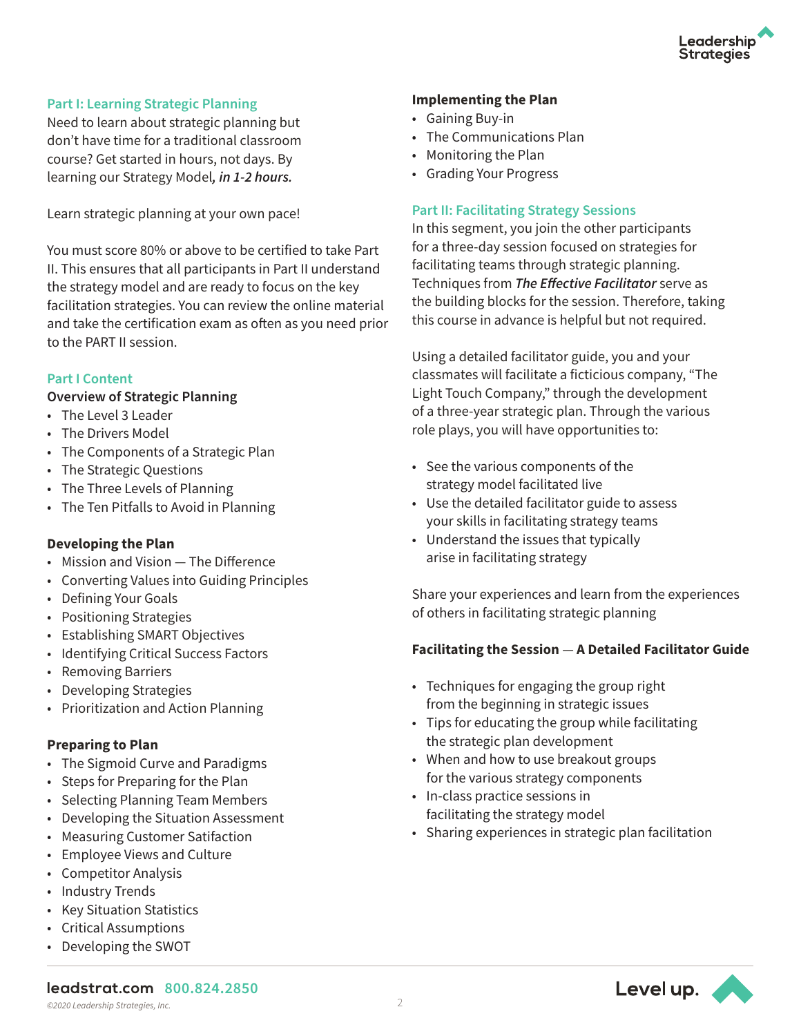## Part I: Learning Strategic Planning

Need to learn about strategic planning but don't have time for a traditional classroom course? Get started in hours, not days. By learning our Strategy Model*, in 1-2 hours.*

Learn strategic planning at your own pace!

You must score 80% or above to be certified to take Part II. This ensures that all participants in Part II understand the strategy model and are ready to focus on the key facilitation strategies. You can review the online material and take the certification exam as often as you need prior to the PART II session.

### Part I Content

**Overview of Strategic Planning**

- The Level 3 Leader
- The Drivers Model
- The Components of a Strategic Plan
- The Strategic Questions
- The Three Levels of Planning
- The Ten Pitfalls to Avoid in Planning

**Developing the Plan**

- Mission and Vision — The Difference
- Converting Values into Guiding Principles
- Defining Your Goals
- Positioning Strategies
- Establishing SMART Objectives
- Identifying Critical Success Factors
- Removing Barriers
- Developing Strategies
- Prioritization and Action Planning

**Preparing to Plan**

- The Sigmoid Curve and Paradigms
- Steps for Preparing for the Plan
- Selecting Planning Team Members
- Developing the Situation Assessment
- Measuring Customer Satifaction
- Employee Views and Culture
- Competitor Analysis
- Industry Trends
- Key Situation Statistics
- Critical Assumptions
- Developing the SWOT

**Implementing the Plan**

- Gaining Buy-in
- The Communications Plan
- Monitoring the Plan
- Grading Your Progress

## Part II: Facilitating Strategy Sessions

In this segment, you join the other participants for a three-day session focused on strategies for facilitating teams through strategic planning. Techniques from ***The Effective Facilitator*** serve as the building blocks for the session. Therefore, taking this course in advance is helpful but not required.

Using a detailed facilitator guide, you and your classmates will facilitate a ficticious company, "The Light Touch Company," through the development of a three-year strategic plan. Through the various role plays, you will have opportunities to:

- See the various components of the strategy model facilitated live
- Use the detailed facilitator guide to assess your skills in facilitating strategy teams
- Understand the issues that typically arise in facilitating strategy

Share your experiences and learn from the experiences of others in facilitating strategic planning

**Facilitating the Session — A Detailed Facilitator Guide**

- Techniques for engaging the group right from the beginning in strategic issues
- Tips for educating the group while facilitating the strategic plan development
- When and how to use breakout groups for the various strategy components
- In-class practice sessions in facilitating the strategy model
- Sharing experiences in strategic plan facilitation